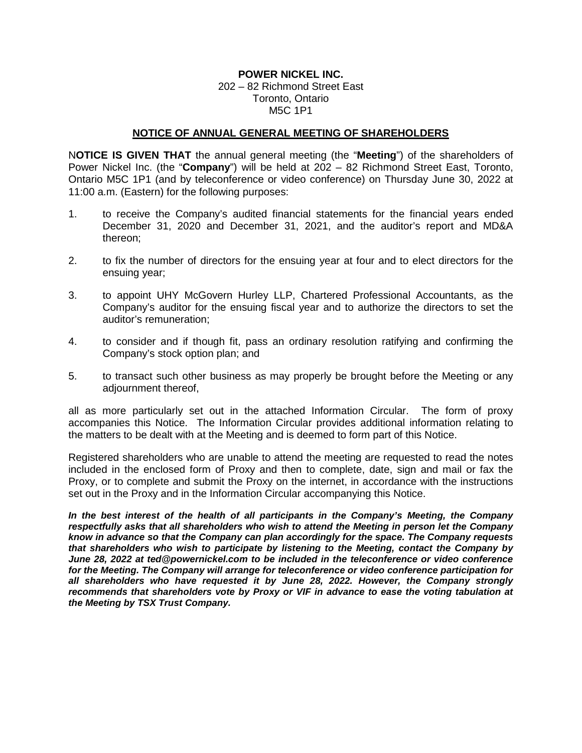**POWER NICKEL INC.**
202 – 82 Richmond Street East
Toronto, Ontario
M5C 1P1

## NOTICE OF ANNUAL GENERAL MEETING OF SHAREHOLDERS

N**OTICE IS GIVEN THAT** the annual general meeting (the "**Meeting**") of the shareholders of Power Nickel Inc. (the "**Company**") will be held at 202 – 82 Richmond Street East, Toronto, Ontario M5C 1P1 (and by teleconference or video conference) on Thursday June 30, 2022 at 11:00 a.m. (Eastern) for the following purposes:

1. to receive the Company's audited financial statements for the financial years ended December 31, 2020 and December 31, 2021, and the auditor's report and MD&A thereon;

2. to fix the number of directors for the ensuing year at four and to elect directors for the ensuing year;

3. to appoint UHY McGovern Hurley LLP, Chartered Professional Accountants, as the Company's auditor for the ensuing fiscal year and to authorize the directors to set the auditor's remuneration;

4. to consider and if though fit, pass an ordinary resolution ratifying and confirming the Company's stock option plan; and

5. to transact such other business as may properly be brought before the Meeting or any adjournment thereof,

all as more particularly set out in the attached Information Circular. The form of proxy accompanies this Notice. The Information Circular provides additional information relating to the matters to be dealt with at the Meeting and is deemed to form part of this Notice.

Registered shareholders who are unable to attend the meeting are requested to read the notes included in the enclosed form of Proxy and then to complete, date, sign and mail or fax the Proxy, or to complete and submit the Proxy on the internet, in accordance with the instructions set out in the Proxy and in the Information Circular accompanying this Notice.

***In the best interest of the health of all participants in the Company's Meeting, the Company respectfully asks that all shareholders who wish to attend the Meeting in person let the Company know in advance so that the Company can plan accordingly for the space. The Company requests that shareholders who wish to participate by listening to the Meeting, contact the Company by June 28, 2022 at ted@powernickel.com to be included in the teleconference or video conference for the Meeting. The Company will arrange for teleconference or video conference participation for all shareholders who have requested it by June 28, 2022. However, the Company strongly recommends that shareholders vote by Proxy or VIF in advance to ease the voting tabulation at the Meeting by TSX Trust Company.***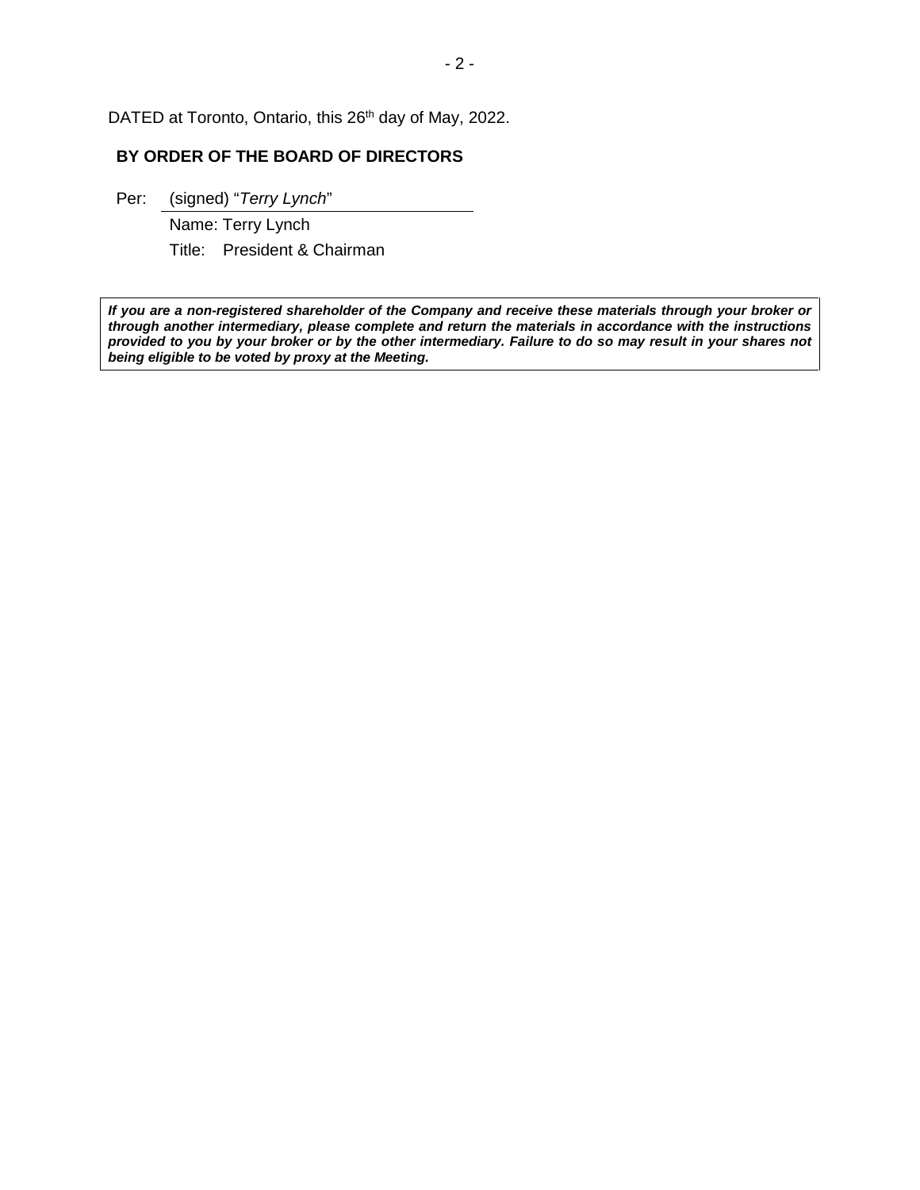DATED at Toronto, Ontario, this 26th day of May, 2022.

**BY ORDER OF THE BOARD OF DIRECTORS**

Per: (signed) "*Terry Lynch*"
Name: Terry Lynch
Title: President & Chairman

***If you are a non-registered shareholder of the Company and receive these materials through your broker or through another intermediary, please complete and return the materials in accordance with the instructions provided to you by your broker or by the other intermediary. Failure to do so may result in your shares not being eligible to be voted by proxy at the Meeting.***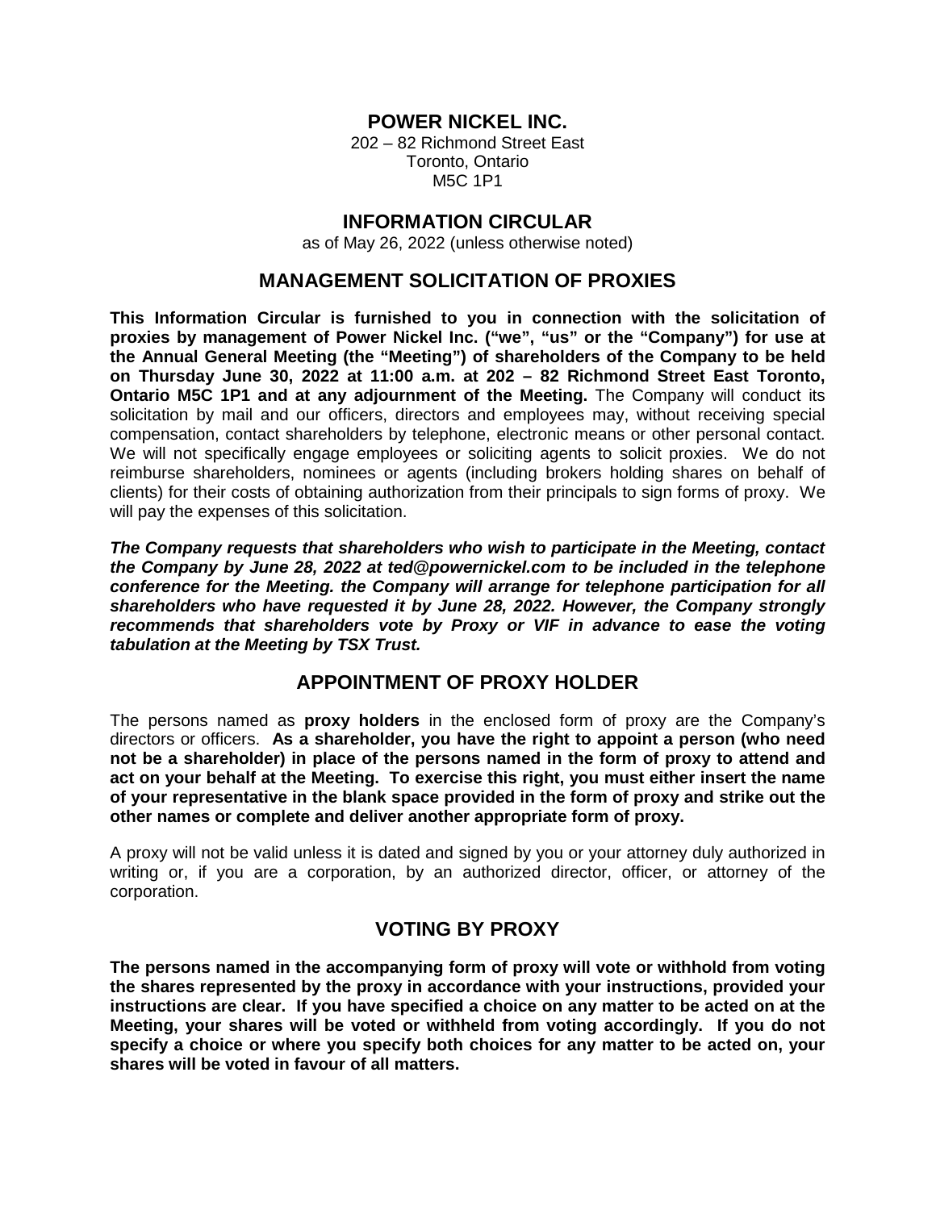# POWER NICKEL INC.

202 – 82 Richmond Street East
Toronto, Ontario
M5C 1P1

## INFORMATION CIRCULAR

as of May 26, 2022 (unless otherwise noted)

## MANAGEMENT SOLICITATION OF PROXIES

**This Information Circular is furnished to you in connection with the solicitation of proxies by management of Power Nickel Inc. ("we", "us" or the "Company") for use at the Annual General Meeting (the "Meeting") of shareholders of the Company to be held on Thursday June 30, 2022 at 11:00 a.m. at 202 – 82 Richmond Street East Toronto, Ontario M5C 1P1 and at any adjournment of the Meeting.** The Company will conduct its solicitation by mail and our officers, directors and employees may, without receiving special compensation, contact shareholders by telephone, electronic means or other personal contact. We will not specifically engage employees or soliciting agents to solicit proxies. We do not reimburse shareholders, nominees or agents (including brokers holding shares on behalf of clients) for their costs of obtaining authorization from their principals to sign forms of proxy. We will pay the expenses of this solicitation.

***The Company requests that shareholders who wish to participate in the Meeting, contact the Company by June 28, 2022 at ted@powernickel.com to be included in the telephone conference for the Meeting. the Company will arrange for telephone participation for all shareholders who have requested it by June 28, 2022. However, the Company strongly recommends that shareholders vote by Proxy or VIF in advance to ease the voting tabulation at the Meeting by TSX Trust.***

## APPOINTMENT OF PROXY HOLDER

The persons named as **proxy holders** in the enclosed form of proxy are the Company's directors or officers. **As a shareholder, you have the right to appoint a person (who need not be a shareholder) in place of the persons named in the form of proxy to attend and act on your behalf at the Meeting. To exercise this right, you must either insert the name of your representative in the blank space provided in the form of proxy and strike out the other names or complete and deliver another appropriate form of proxy.**

A proxy will not be valid unless it is dated and signed by you or your attorney duly authorized in writing or, if you are a corporation, by an authorized director, officer, or attorney of the corporation.

## VOTING BY PROXY

**The persons named in the accompanying form of proxy will vote or withhold from voting the shares represented by the proxy in accordance with your instructions, provided your instructions are clear. If you have specified a choice on any matter to be acted on at the Meeting, your shares will be voted or withheld from voting accordingly. If you do not specify a choice or where you specify both choices for any matter to be acted on, your shares will be voted in favour of all matters.**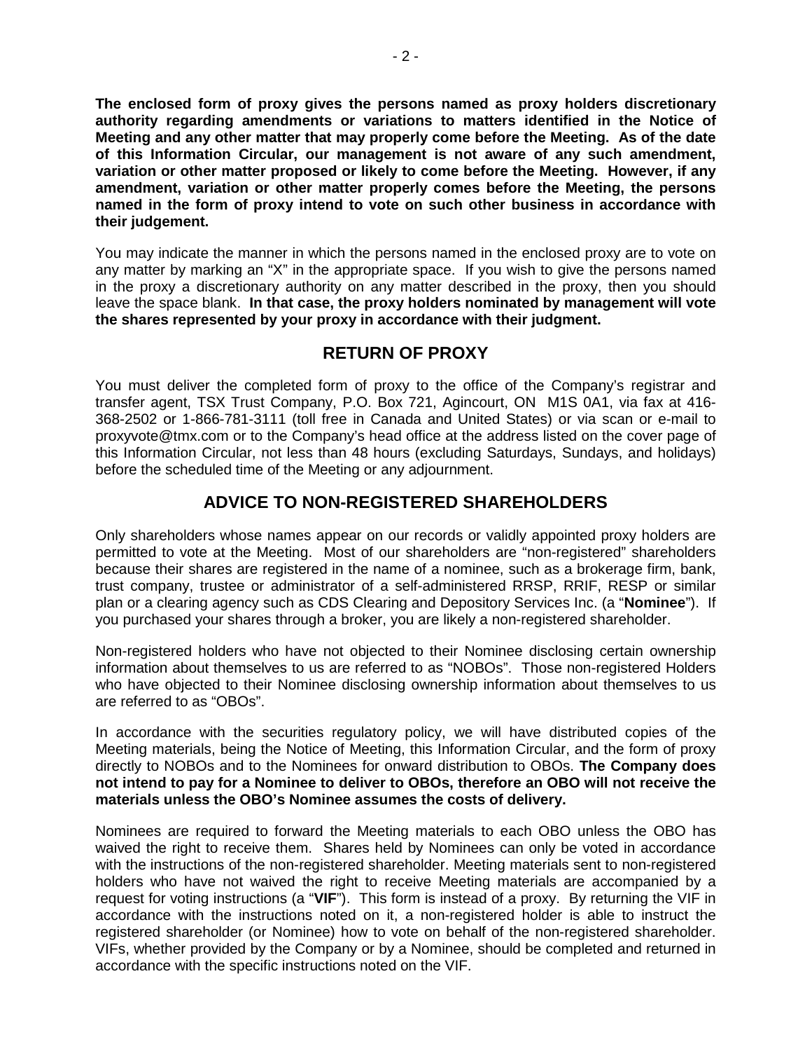**The enclosed form of proxy gives the persons named as proxy holders discretionary authority regarding amendments or variations to matters identified in the Notice of Meeting and any other matter that may properly come before the Meeting. As of the date of this Information Circular, our management is not aware of any such amendment, variation or other matter proposed or likely to come before the Meeting. However, if any amendment, variation or other matter properly comes before the Meeting, the persons named in the form of proxy intend to vote on such other business in accordance with their judgement.**

You may indicate the manner in which the persons named in the enclosed proxy are to vote on any matter by marking an "X" in the appropriate space. If you wish to give the persons named in the proxy a discretionary authority on any matter described in the proxy, then you should leave the space blank. **In that case, the proxy holders nominated by management will vote the shares represented by your proxy in accordance with their judgment.**

## RETURN OF PROXY

You must deliver the completed form of proxy to the office of the Company's registrar and transfer agent, TSX Trust Company, P.O. Box 721, Agincourt, ON M1S 0A1, via fax at 416-368-2502 or 1-866-781-3111 (toll free in Canada and United States) or via scan or e-mail to proxyvote@tmx.com or to the Company's head office at the address listed on the cover page of this Information Circular, not less than 48 hours (excluding Saturdays, Sundays, and holidays) before the scheduled time of the Meeting or any adjournment.

## ADVICE TO NON-REGISTERED SHAREHOLDERS

Only shareholders whose names appear on our records or validly appointed proxy holders are permitted to vote at the Meeting. Most of our shareholders are "non-registered" shareholders because their shares are registered in the name of a nominee, such as a brokerage firm, bank, trust company, trustee or administrator of a self-administered RRSP, RRIF, RESP or similar plan or a clearing agency such as CDS Clearing and Depository Services Inc. (a "**Nominee**"). If you purchased your shares through a broker, you are likely a non-registered shareholder.

Non-registered holders who have not objected to their Nominee disclosing certain ownership information about themselves to us are referred to as "NOBOs". Those non-registered Holders who have objected to their Nominee disclosing ownership information about themselves to us are referred to as "OBOs".

In accordance with the securities regulatory policy, we will have distributed copies of the Meeting materials, being the Notice of Meeting, this Information Circular, and the form of proxy directly to NOBOs and to the Nominees for onward distribution to OBOs. **The Company does not intend to pay for a Nominee to deliver to OBOs, therefore an OBO will not receive the materials unless the OBO's Nominee assumes the costs of delivery.**

Nominees are required to forward the Meeting materials to each OBO unless the OBO has waived the right to receive them. Shares held by Nominees can only be voted in accordance with the instructions of the non-registered shareholder. Meeting materials sent to non-registered holders who have not waived the right to receive Meeting materials are accompanied by a request for voting instructions (a "**VIF**"). This form is instead of a proxy. By returning the VIF in accordance with the instructions noted on it, a non-registered holder is able to instruct the registered shareholder (or Nominee) how to vote on behalf of the non-registered shareholder. VIFs, whether provided by the Company or by a Nominee, should be completed and returned in accordance with the specific instructions noted on the VIF.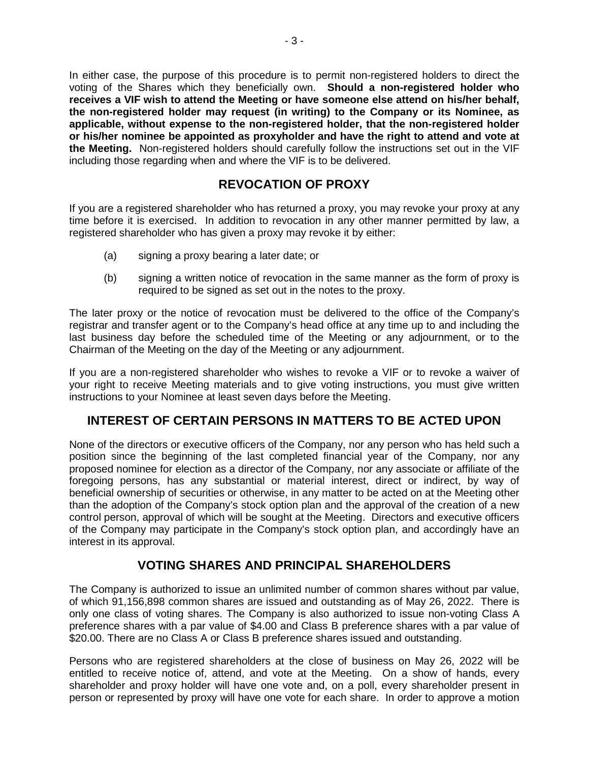In either case, the purpose of this procedure is to permit non-registered holders to direct the voting of the Shares which they beneficially own. **Should a non-registered holder who receives a VIF wish to attend the Meeting or have someone else attend on his/her behalf, the non-registered holder may request (in writing) to the Company or its Nominee, as applicable, without expense to the non-registered holder, that the non-registered holder or his/her nominee be appointed as proxyholder and have the right to attend and vote at the Meeting.** Non-registered holders should carefully follow the instructions set out in the VIF including those regarding when and where the VIF is to be delivered.

## REVOCATION OF PROXY

If you are a registered shareholder who has returned a proxy, you may revoke your proxy at any time before it is exercised. In addition to revocation in any other manner permitted by law, a registered shareholder who has given a proxy may revoke it by either:

(a) signing a proxy bearing a later date; or

(b) signing a written notice of revocation in the same manner as the form of proxy is required to be signed as set out in the notes to the proxy.

The later proxy or the notice of revocation must be delivered to the office of the Company's registrar and transfer agent or to the Company's head office at any time up to and including the last business day before the scheduled time of the Meeting or any adjournment, or to the Chairman of the Meeting on the day of the Meeting or any adjournment.

If you are a non-registered shareholder who wishes to revoke a VIF or to revoke a waiver of your right to receive Meeting materials and to give voting instructions, you must give written instructions to your Nominee at least seven days before the Meeting.

## INTEREST OF CERTAIN PERSONS IN MATTERS TO BE ACTED UPON

None of the directors or executive officers of the Company, nor any person who has held such a position since the beginning of the last completed financial year of the Company, nor any proposed nominee for election as a director of the Company, nor any associate or affiliate of the foregoing persons, has any substantial or material interest, direct or indirect, by way of beneficial ownership of securities or otherwise, in any matter to be acted on at the Meeting other than the adoption of the Company's stock option plan and the approval of the creation of a new control person, approval of which will be sought at the Meeting. Directors and executive officers of the Company may participate in the Company's stock option plan, and accordingly have an interest in its approval.

## VOTING SHARES AND PRINCIPAL SHAREHOLDERS

The Company is authorized to issue an unlimited number of common shares without par value, of which 91,156,898 common shares are issued and outstanding as of May 26, 2022. There is only one class of voting shares. The Company is also authorized to issue non-voting Class A preference shares with a par value of $4.00 and Class B preference shares with a par value of $20.00. There are no Class A or Class B preference shares issued and outstanding.

Persons who are registered shareholders at the close of business on May 26, 2022 will be entitled to receive notice of, attend, and vote at the Meeting. On a show of hands, every shareholder and proxy holder will have one vote and, on a poll, every shareholder present in person or represented by proxy will have one vote for each share. In order to approve a motion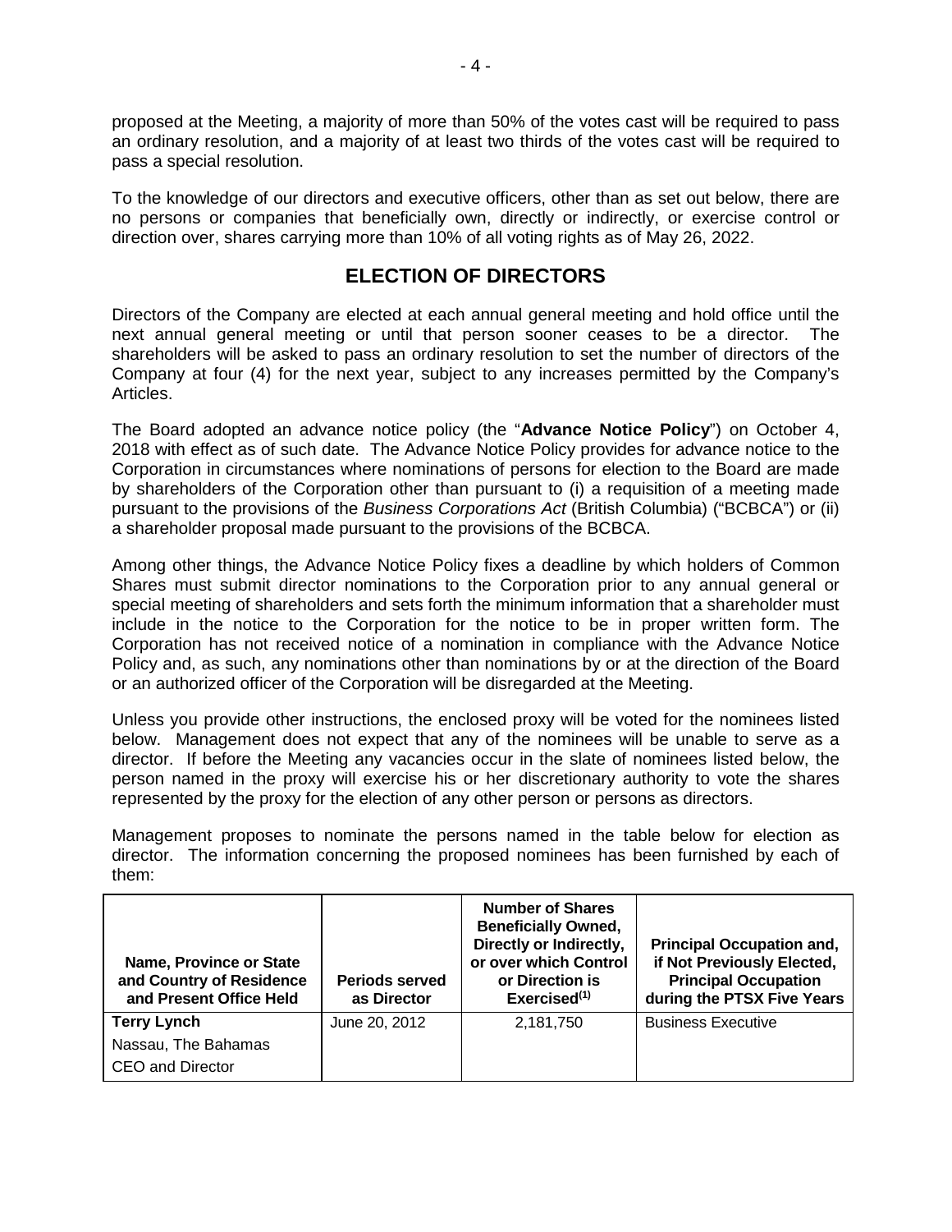proposed at the Meeting, a majority of more than 50% of the votes cast will be required to pass an ordinary resolution, and a majority of at least two thirds of the votes cast will be required to pass a special resolution.

To the knowledge of our directors and executive officers, other than as set out below, there are no persons or companies that beneficially own, directly or indirectly, or exercise control or direction over, shares carrying more than 10% of all voting rights as of May 26, 2022.

## ELECTION OF DIRECTORS

Directors of the Company are elected at each annual general meeting and hold office until the next annual general meeting or until that person sooner ceases to be a director. The shareholders will be asked to pass an ordinary resolution to set the number of directors of the Company at four (4) for the next year, subject to any increases permitted by the Company's Articles.

The Board adopted an advance notice policy (the "**Advance Notice Policy**") on October 4, 2018 with effect as of such date. The Advance Notice Policy provides for advance notice to the Corporation in circumstances where nominations of persons for election to the Board are made by shareholders of the Corporation other than pursuant to (i) a requisition of a meeting made pursuant to the provisions of the *Business Corporations Act* (British Columbia) ("BCBCA") or (ii) a shareholder proposal made pursuant to the provisions of the BCBCA.

Among other things, the Advance Notice Policy fixes a deadline by which holders of Common Shares must submit director nominations to the Corporation prior to any annual general or special meeting of shareholders and sets forth the minimum information that a shareholder must include in the notice to the Corporation for the notice to be in proper written form. The Corporation has not received notice of a nomination in compliance with the Advance Notice Policy and, as such, any nominations other than nominations by or at the direction of the Board or an authorized officer of the Corporation will be disregarded at the Meeting.

Unless you provide other instructions, the enclosed proxy will be voted for the nominees listed below. Management does not expect that any of the nominees will be unable to serve as a director. If before the Meeting any vacancies occur in the slate of nominees listed below, the person named in the proxy will exercise his or her discretionary authority to vote the shares represented by the proxy for the election of any other person or persons as directors.

Management proposes to nominate the persons named in the table below for election as director. The information concerning the proposed nominees has been furnished by each of them:

| Name, Province or State and Country of Residence and Present Office Held | Periods served as Director | Number of Shares Beneficially Owned, Directly or Indirectly, or over which Control or Direction is Exercised[(1)] | Principal Occupation and, if Not Previously Elected, Principal Occupation during the PTSX Five Years |
|---|---|---|---|
| **Terry Lynch**<br>Nassau, The Bahamas<br>CEO and Director | June 20, 2012 | 2,181,750 | Business Executive |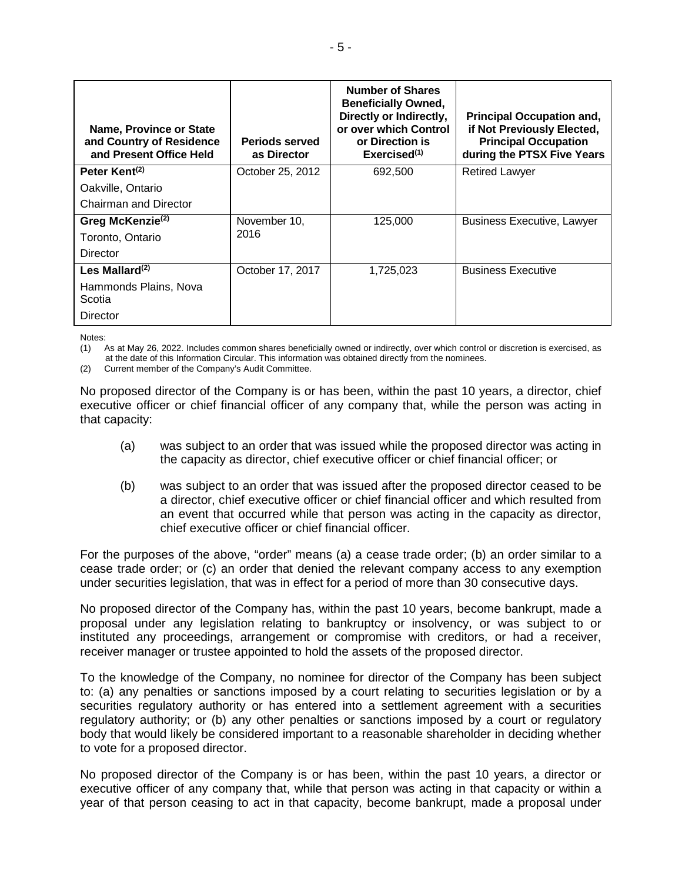| Name, Province or State and Country of Residence and Present Office Held | Periods served as Director | Number of Shares Beneficially Owned, Directly or Indirectly, or over which Control or Direction is Exercised[(1)] | Principal Occupation and, if Not Previously Elected, Principal Occupation during the PTSX Five Years |
|---|---|---|---|
| **Peter Kent[(2)]**<br>Oakville, Ontario<br>Chairman and Director | October 25, 2012 | 692,500 | Retired Lawyer |
| **Greg McKenzie[(2)]**<br>Toronto, Ontario<br>Director | November 10, 2016 | 125,000 | Business Executive, Lawyer |
| **Les Mallard[(2)]**<br>Hammonds Plains, Nova Scotia<br>Director | October 17, 2017 | 1,725,023 | Business Executive |

Notes:

(1) As at May 26, 2022. Includes common shares beneficially owned or indirectly, over which control or discretion is exercised, as at the date of this Information Circular. This information was obtained directly from the nominees.

(2) Current member of the Company's Audit Committee.

No proposed director of the Company is or has been, within the past 10 years, a director, chief executive officer or chief financial officer of any company that, while the person was acting in that capacity:

(a) was subject to an order that was issued while the proposed director was acting in the capacity as director, chief executive officer or chief financial officer; or

(b) was subject to an order that was issued after the proposed director ceased to be a director, chief executive officer or chief financial officer and which resulted from an event that occurred while that person was acting in the capacity as director, chief executive officer or chief financial officer.

For the purposes of the above, "order" means (a) a cease trade order; (b) an order similar to a cease trade order; or (c) an order that denied the relevant company access to any exemption under securities legislation, that was in effect for a period of more than 30 consecutive days.

No proposed director of the Company has, within the past 10 years, become bankrupt, made a proposal under any legislation relating to bankruptcy or insolvency, or was subject to or instituted any proceedings, arrangement or compromise with creditors, or had a receiver, receiver manager or trustee appointed to hold the assets of the proposed director.

To the knowledge of the Company, no nominee for director of the Company has been subject to: (a) any penalties or sanctions imposed by a court relating to securities legislation or by a securities regulatory authority or has entered into a settlement agreement with a securities regulatory authority; or (b) any other penalties or sanctions imposed by a court or regulatory body that would likely be considered important to a reasonable shareholder in deciding whether to vote for a proposed director.

No proposed director of the Company is or has been, within the past 10 years, a director or executive officer of any company that, while that person was acting in that capacity or within a year of that person ceasing to act in that capacity, become bankrupt, made a proposal under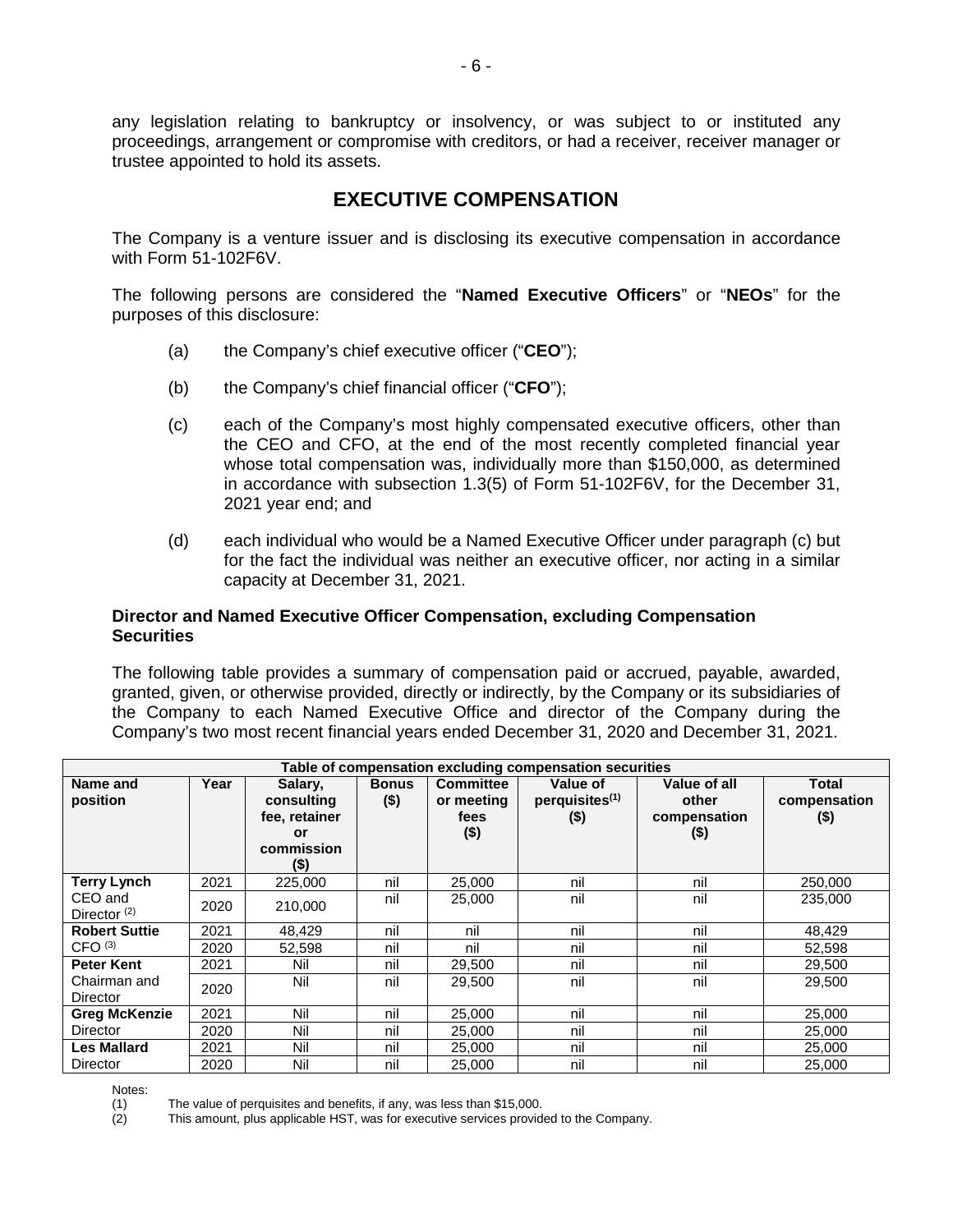any legislation relating to bankruptcy or insolvency, or was subject to or instituted any proceedings, arrangement or compromise with creditors, or had a receiver, receiver manager or trustee appointed to hold its assets.

# EXECUTIVE COMPENSATION

The Company is a venture issuer and is disclosing its executive compensation in accordance with Form 51-102F6V.

The following persons are considered the "**Named Executive Officers**" or "**NEOs**" for the purposes of this disclosure:

(a) the Company's chief executive officer ("**CEO**");

(b) the Company's chief financial officer ("**CFO**");

(c) each of the Company's most highly compensated executive officers, other than the CEO and CFO, at the end of the most recently completed financial year whose total compensation was, individually more than \$150,000, as determined in accordance with subsection 1.3(5) of Form 51-102F6V, for the December 31, 2021 year end; and

(d) each individual who would be a Named Executive Officer under paragraph (c) but for the fact the individual was neither an executive officer, nor acting in a similar capacity at December 31, 2021.

### Director and Named Executive Officer Compensation, excluding Compensation Securities

The following table provides a summary of compensation paid or accrued, payable, awarded, granted, given, or otherwise provided, directly or indirectly, by the Company or its subsidiaries of the Company to each Named Executive Office and director of the Company during the Company's two most recent financial years ended December 31, 2020 and December 31, 2021.

| Table of compensation excluding compensation securities | | | | | | | |
|---|---|---|---|---|---|---|---|
| **Name and position** | **Year** | **Salary, consulting fee, retainer or commission (\$)** | **Bonus (\$)** | **Committee or meeting fees (\$)** | **Value of perquisites[(1)] (\$)** | **Value of all other compensation (\$)** | **Total compensation (\$)** |
| **Terry Lynch** | 2021 | 225,000 | nil | 25,000 | nil | nil | 250,000 |
| CEO and Director [(2)] | 2020 | 210,000 | nil | 25,000 | nil | nil | 235,000 |
| **Robert Suttie** | 2021 | 48,429 | nil | nil | nil | nil | 48,429 |
| CFO [(3)] | 2020 | 52,598 | nil | nil | nil | nil | 52,598 |
| **Peter Kent** | 2021 | Nil | nil | 29,500 | nil | nil | 29,500 |
| Chairman and Director | 2020 | Nil | nil | 29,500 | nil | nil | 29,500 |
| **Greg McKenzie** | 2021 | Nil | nil | 25,000 | nil | nil | 25,000 |
| Director | 2020 | Nil | nil | 25,000 | nil | nil | 25,000 |
| **Les Mallard** | 2021 | Nil | nil | 25,000 | nil | nil | 25,000 |
| Director | 2020 | Nil | nil | 25,000 | nil | nil | 25,000 |

Notes:

(1) The value of perquisites and benefits, if any, was less than \$15,000.

(2) This amount, plus applicable HST, was for executive services provided to the Company.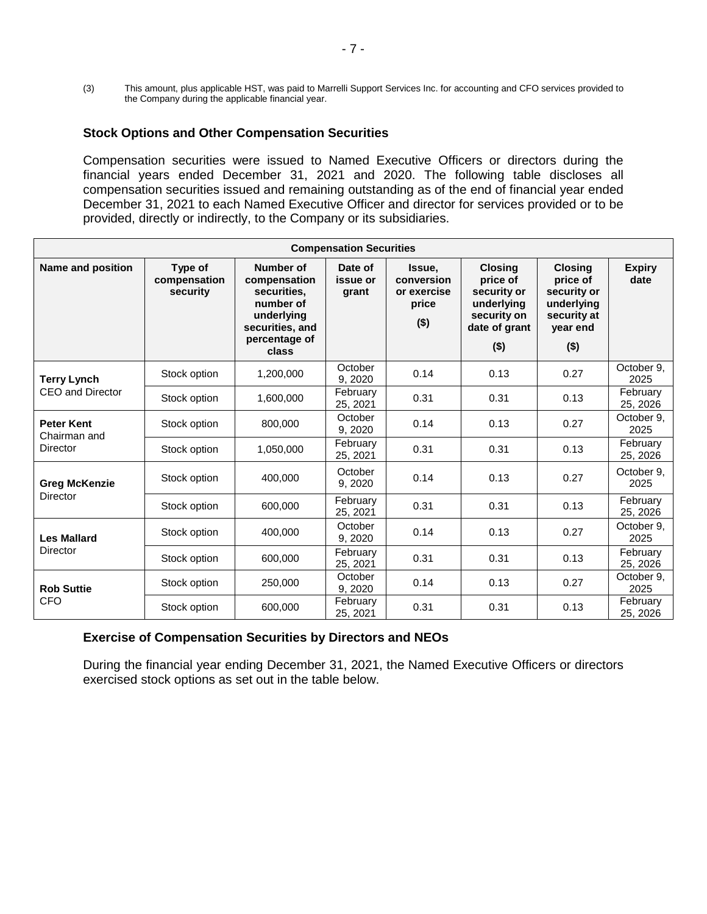(3) This amount, plus applicable HST, was paid to Marrelli Support Services Inc. for accounting and CFO services provided to the Company during the applicable financial year.

### Stock Options and Other Compensation Securities

Compensation securities were issued to Named Executive Officers or directors during the financial years ended December 31, 2021 and 2020. The following table discloses all compensation securities issued and remaining outstanding as of the end of financial year ended December 31, 2021 to each Named Executive Officer and director for services provided or to be provided, directly or indirectly, to the Company or its subsidiaries.

| Compensation Securities | | | | | | | |
|---|---|---|---|---|---|---|---|
| **Name and position** | **Type of compensation security** | **Number of compensation securities, number of underlying securities, and percentage of class** | **Date of issue or grant** | **Issue, conversion or exercise price ($)** | **Closing price of security or underlying security on date of grant ($)** | **Closing price of security or underlying security at year end ($)** | **Expiry date** |
| **Terry Lynch** CEO and Director | Stock option | 1,200,000 | October 9, 2020 | 0.14 | 0.13 | 0.27 | October 9, 2025 |
| | Stock option | 1,600,000 | February 25, 2021 | 0.31 | 0.31 | 0.13 | February 25, 2026 |
| **Peter Kent** Chairman and Director | Stock option | 800,000 | October 9, 2020 | 0.14 | 0.13 | 0.27 | October 9, 2025 |
| | Stock option | 1,050,000 | February 25, 2021 | 0.31 | 0.31 | 0.13 | February 25, 2026 |
| **Greg McKenzie** Director | Stock option | 400,000 | October 9, 2020 | 0.14 | 0.13 | 0.27 | October 9, 2025 |
| | Stock option | 600,000 | February 25, 2021 | 0.31 | 0.31 | 0.13 | February 25, 2026 |
| **Les Mallard** Director | Stock option | 400,000 | October 9, 2020 | 0.14 | 0.13 | 0.27 | October 9, 2025 |
| | Stock option | 600,000 | February 25, 2021 | 0.31 | 0.31 | 0.13 | February 25, 2026 |
| **Rob Suttie** CFO | Stock option | 250,000 | October 9, 2020 | 0.14 | 0.13 | 0.27 | October 9, 2025 |
| | Stock option | 600,000 | February 25, 2021 | 0.31 | 0.31 | 0.13 | February 25, 2026 |

### Exercise of Compensation Securities by Directors and NEOs

During the financial year ending December 31, 2021, the Named Executive Officers or directors exercised stock options as set out in the table below.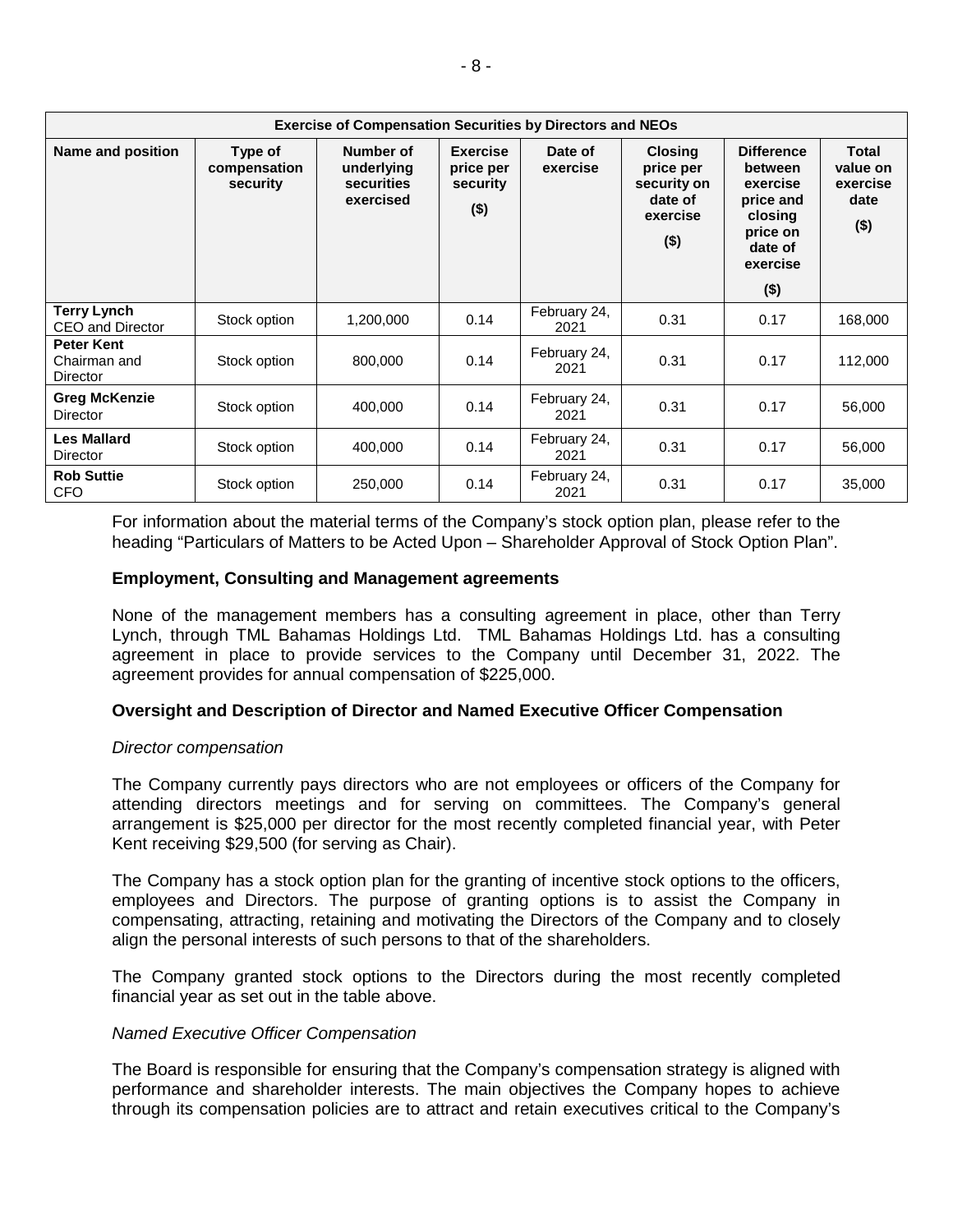| Exercise of Compensation Securities by Directors and NEOs | | | | | | | |
|---|---|---|---|---|---|---|---|
| **Name and position** | **Type of compensation security** | **Number of underlying securities exercised** | **Exercise price per security ($)** | **Date of exercise** | **Closing price per security on date of exercise ($)** | **Difference between exercise price and closing price on date of exercise ($)** | **Total value on exercise date ($)** |
| **Terry Lynch** CEO and Director | Stock option | 1,200,000 | 0.14 | February 24, 2021 | 0.31 | 0.17 | 168,000 |
| **Peter Kent** Chairman and Director | Stock option | 800,000 | 0.14 | February 24, 2021 | 0.31 | 0.17 | 112,000 |
| **Greg McKenzie** Director | Stock option | 400,000 | 0.14 | February 24, 2021 | 0.31 | 0.17 | 56,000 |
| **Les Mallard** Director | Stock option | 400,000 | 0.14 | February 24, 2021 | 0.31 | 0.17 | 56,000 |
| **Rob Suttie** CFO | Stock option | 250,000 | 0.14 | February 24, 2021 | 0.31 | 0.17 | 35,000 |

For information about the material terms of the Company's stock option plan, please refer to the heading "Particulars of Matters to be Acted Upon – Shareholder Approval of Stock Option Plan".

### Employment, Consulting and Management agreements

None of the management members has a consulting agreement in place, other than Terry Lynch, through TML Bahamas Holdings Ltd. TML Bahamas Holdings Ltd. has a consulting agreement in place to provide services to the Company until December 31, 2022. The agreement provides for annual compensation of $225,000.

### Oversight and Description of Director and Named Executive Officer Compensation

*Director compensation*

The Company currently pays directors who are not employees or officers of the Company for attending directors meetings and for serving on committees. The Company's general arrangement is $25,000 per director for the most recently completed financial year, with Peter Kent receiving $29,500 (for serving as Chair).

The Company has a stock option plan for the granting of incentive stock options to the officers, employees and Directors. The purpose of granting options is to assist the Company in compensating, attracting, retaining and motivating the Directors of the Company and to closely align the personal interests of such persons to that of the shareholders.

The Company granted stock options to the Directors during the most recently completed financial year as set out in the table above.

*Named Executive Officer Compensation*

The Board is responsible for ensuring that the Company's compensation strategy is aligned with performance and shareholder interests. The main objectives the Company hopes to achieve through its compensation policies are to attract and retain executives critical to the Company's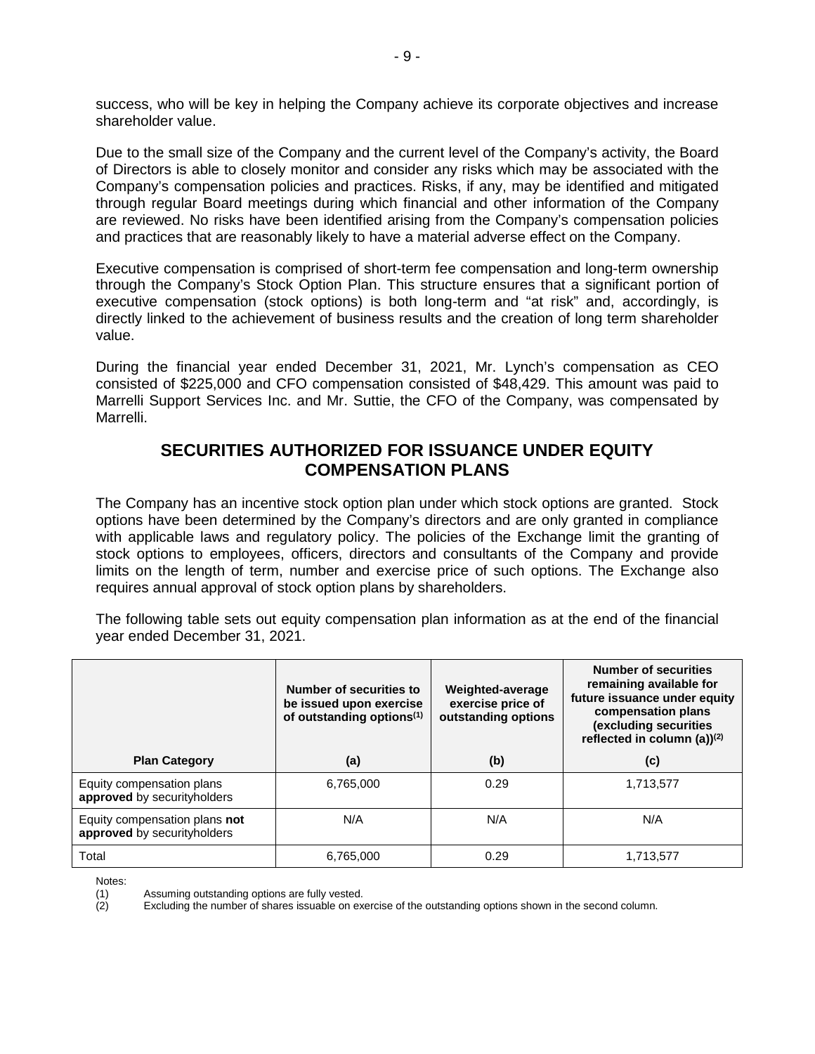success, who will be key in helping the Company achieve its corporate objectives and increase shareholder value.

Due to the small size of the Company and the current level of the Company's activity, the Board of Directors is able to closely monitor and consider any risks which may be associated with the Company's compensation policies and practices. Risks, if any, may be identified and mitigated through regular Board meetings during which financial and other information of the Company are reviewed. No risks have been identified arising from the Company's compensation policies and practices that are reasonably likely to have a material adverse effect on the Company.

Executive compensation is comprised of short-term fee compensation and long-term ownership through the Company's Stock Option Plan. This structure ensures that a significant portion of executive compensation (stock options) is both long-term and "at risk" and, accordingly, is directly linked to the achievement of business results and the creation of long term shareholder value.

During the financial year ended December 31, 2021, Mr. Lynch's compensation as CEO consisted of $225,000 and CFO compensation consisted of $48,429. This amount was paid to Marrelli Support Services Inc. and Mr. Suttie, the CFO of the Company, was compensated by Marrelli.

## SECURITIES AUTHORIZED FOR ISSUANCE UNDER EQUITY COMPENSATION PLANS

The Company has an incentive stock option plan under which stock options are granted. Stock options have been determined by the Company's directors and are only granted in compliance with applicable laws and regulatory policy. The policies of the Exchange limit the granting of stock options to employees, officers, directors and consultants of the Company and provide limits on the length of term, number and exercise price of such options. The Exchange also requires annual approval of stock option plans by shareholders.

The following table sets out equity compensation plan information as at the end of the financial year ended December 31, 2021.

| Plan Category | Number of securities to be issued upon exercise of outstanding options[(1)] (a) | Weighted-average exercise price of outstanding options (b) | Number of securities remaining available for future issuance under equity compensation plans (excluding securities reflected in column (a))[(2)] (c) |
|---|---|---|---|
| Equity compensation plans **approved** by securityholders | 6,765,000 | 0.29 | 1,713,577 |
| Equity compensation plans **not approved** by securityholders | N/A | N/A | N/A |
| Total | 6,765,000 | 0.29 | 1,713,577 |

Notes:

(1) Assuming outstanding options are fully vested.

(2) Excluding the number of shares issuable on exercise of the outstanding options shown in the second column.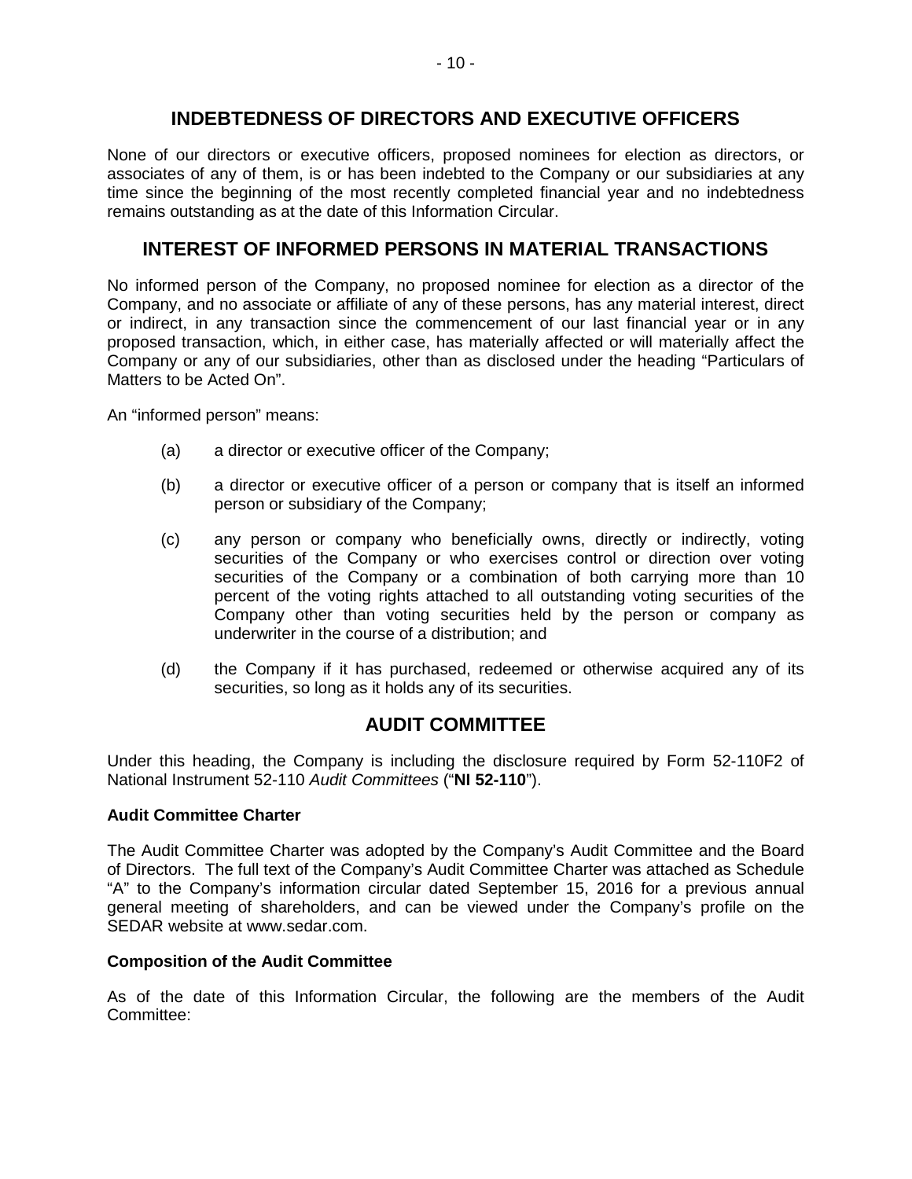## INDEBTEDNESS OF DIRECTORS AND EXECUTIVE OFFICERS

None of our directors or executive officers, proposed nominees for election as directors, or associates of any of them, is or has been indebted to the Company or our subsidiaries at any time since the beginning of the most recently completed financial year and no indebtedness remains outstanding as at the date of this Information Circular.

## INTEREST OF INFORMED PERSONS IN MATERIAL TRANSACTIONS

No informed person of the Company, no proposed nominee for election as a director of the Company, and no associate or affiliate of any of these persons, has any material interest, direct or indirect, in any transaction since the commencement of our last financial year or in any proposed transaction, which, in either case, has materially affected or will materially affect the Company or any of our subsidiaries, other than as disclosed under the heading "Particulars of Matters to be Acted On".

An "informed person" means:

(a) a director or executive officer of the Company;

(b) a director or executive officer of a person or company that is itself an informed person or subsidiary of the Company;

(c) any person or company who beneficially owns, directly or indirectly, voting securities of the Company or who exercises control or direction over voting securities of the Company or a combination of both carrying more than 10 percent of the voting rights attached to all outstanding voting securities of the Company other than voting securities held by the person or company as underwriter in the course of a distribution; and

(d) the Company if it has purchased, redeemed or otherwise acquired any of its securities, so long as it holds any of its securities.

## AUDIT COMMITTEE

Under this heading, the Company is including the disclosure required by Form 52-110F2 of National Instrument 52-110 *Audit Committees* ("**NI 52-110**").

**Audit Committee Charter**

The Audit Committee Charter was adopted by the Company's Audit Committee and the Board of Directors. The full text of the Company's Audit Committee Charter was attached as Schedule "A" to the Company's information circular dated September 15, 2016 for a previous annual general meeting of shareholders, and can be viewed under the Company's profile on the SEDAR website at www.sedar.com.

**Composition of the Audit Committee**

As of the date of this Information Circular, the following are the members of the Audit Committee: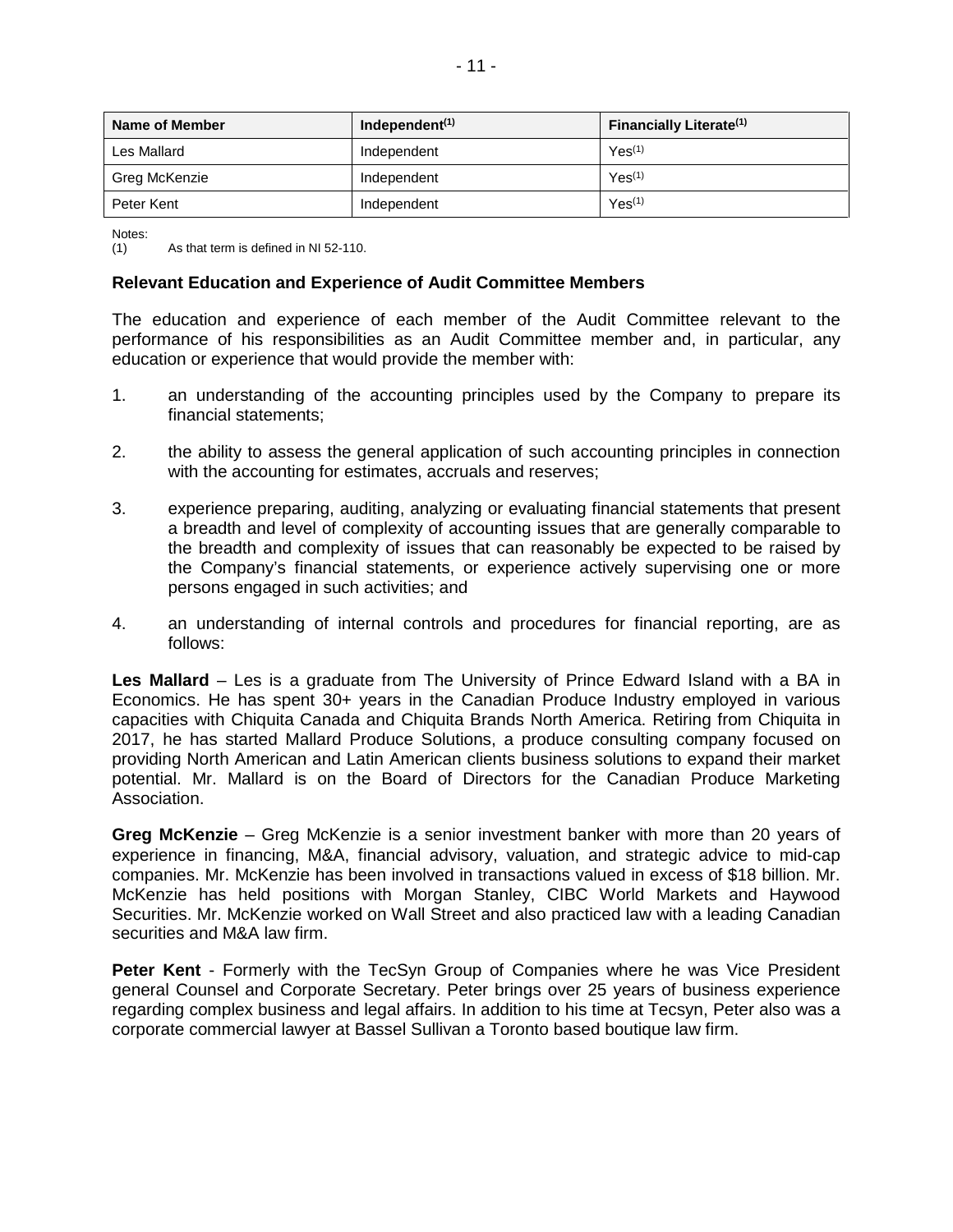| Name of Member | Independent[1] | Financially Literate[1] |
| --- | --- | --- |
| Les Mallard | Independent | Yes[1] |
| Greg McKenzie | Independent | Yes[1] |
| Peter Kent | Independent | Yes[1] |

Notes:
(1) As that term is defined in NI 52-110.

### Relevant Education and Experience of Audit Committee Members

The education and experience of each member of the Audit Committee relevant to the performance of his responsibilities as an Audit Committee member and, in particular, any education or experience that would provide the member with:

1. an understanding of the accounting principles used by the Company to prepare its financial statements;
2. the ability to assess the general application of such accounting principles in connection with the accounting for estimates, accruals and reserves;
3. experience preparing, auditing, analyzing or evaluating financial statements that present a breadth and level of complexity of accounting issues that are generally comparable to the breadth and complexity of issues that can reasonably be expected to be raised by the Company's financial statements, or experience actively supervising one or more persons engaged in such activities; and
4. an understanding of internal controls and procedures for financial reporting, are as follows:

**Les Mallard** – Les is a graduate from The University of Prince Edward Island with a BA in Economics. He has spent 30+ years in the Canadian Produce Industry employed in various capacities with Chiquita Canada and Chiquita Brands North America. Retiring from Chiquita in 2017, he has started Mallard Produce Solutions, a produce consulting company focused on providing North American and Latin American clients business solutions to expand their market potential. Mr. Mallard is on the Board of Directors for the Canadian Produce Marketing Association.

**Greg McKenzie** – Greg McKenzie is a senior investment banker with more than 20 years of experience in financing, M&A, financial advisory, valuation, and strategic advice to mid-cap companies. Mr. McKenzie has been involved in transactions valued in excess of $18 billion. Mr. McKenzie has held positions with Morgan Stanley, CIBC World Markets and Haywood Securities. Mr. McKenzie worked on Wall Street and also practiced law with a leading Canadian securities and M&A law firm.

**Peter Kent** - Formerly with the TecSyn Group of Companies where he was Vice President general Counsel and Corporate Secretary. Peter brings over 25 years of business experience regarding complex business and legal affairs. In addition to his time at Tecsyn, Peter also was a corporate commercial lawyer at Bassel Sullivan a Toronto based boutique law firm.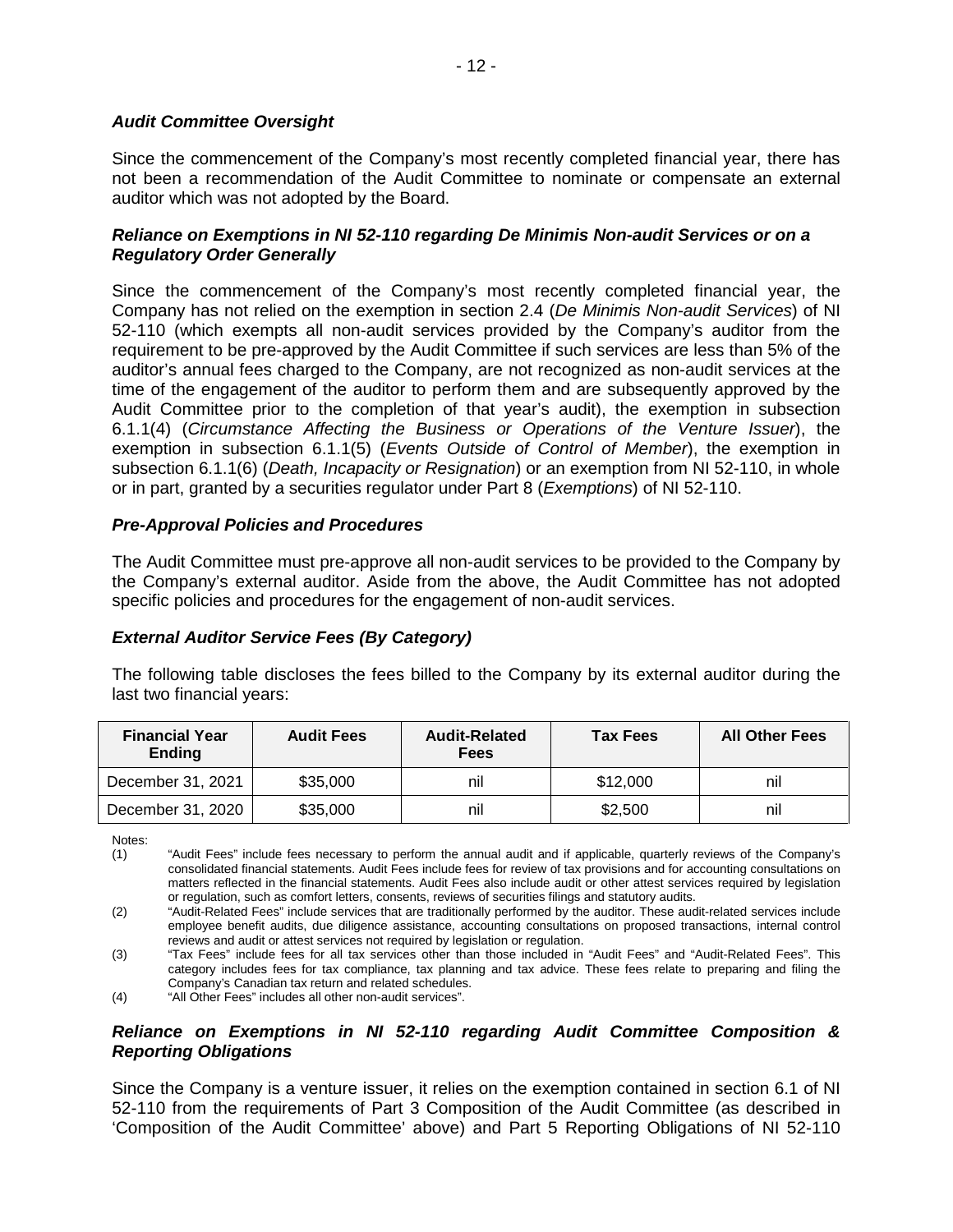### *Audit Committee Oversight*

Since the commencement of the Company's most recently completed financial year, there has not been a recommendation of the Audit Committee to nominate or compensate an external auditor which was not adopted by the Board.

### *Reliance on Exemptions in NI 52-110 regarding De Minimis Non-audit Services or on a Regulatory Order Generally*

Since the commencement of the Company's most recently completed financial year, the Company has not relied on the exemption in section 2.4 (*De Minimis Non-audit Services*) of NI 52-110 (which exempts all non-audit services provided by the Company's auditor from the requirement to be pre-approved by the Audit Committee if such services are less than 5% of the auditor's annual fees charged to the Company, are not recognized as non-audit services at the time of the engagement of the auditor to perform them and are subsequently approved by the Audit Committee prior to the completion of that year's audit), the exemption in subsection 6.1.1(4) (*Circumstance Affecting the Business or Operations of the Venture Issuer*), the exemption in subsection 6.1.1(5) (*Events Outside of Control of Member*), the exemption in subsection 6.1.1(6) (*Death, Incapacity or Resignation*) or an exemption from NI 52-110, in whole or in part, granted by a securities regulator under Part 8 (*Exemptions*) of NI 52-110.

### *Pre-Approval Policies and Procedures*

The Audit Committee must pre-approve all non-audit services to be provided to the Company by the Company's external auditor. Aside from the above, the Audit Committee has not adopted specific policies and procedures for the engagement of non-audit services.

### *External Auditor Service Fees (By Category)*

The following table discloses the fees billed to the Company by its external auditor during the last two financial years:

| Financial Year Ending | Audit Fees | Audit-Related Fees | Tax Fees | All Other Fees |
|---|---|---|---|---|
| December 31, 2021 | $35,000 | nil | $12,000 | nil |
| December 31, 2020 | $35,000 | nil | $2,500 | nil |

Notes:

(1) "Audit Fees" include fees necessary to perform the annual audit and if applicable, quarterly reviews of the Company's consolidated financial statements. Audit Fees include fees for review of tax provisions and for accounting consultations on matters reflected in the financial statements. Audit Fees also include audit or other attest services required by legislation or regulation, such as comfort letters, consents, reviews of securities filings and statutory audits.

(2) "Audit-Related Fees" include services that are traditionally performed by the auditor. These audit-related services include employee benefit audits, due diligence assistance, accounting consultations on proposed transactions, internal control reviews and audit or attest services not required by legislation or regulation.

(3) "Tax Fees" include fees for all tax services other than those included in "Audit Fees" and "Audit-Related Fees". This category includes fees for tax compliance, tax planning and tax advice. These fees relate to preparing and filing the Company's Canadian tax return and related schedules.

(4) "All Other Fees" includes all other non-audit services".

### *Reliance on Exemptions in NI 52-110 regarding Audit Committee Composition & Reporting Obligations*

Since the Company is a venture issuer, it relies on the exemption contained in section 6.1 of NI 52-110 from the requirements of Part 3 Composition of the Audit Committee (as described in 'Composition of the Audit Committee' above) and Part 5 Reporting Obligations of NI 52-110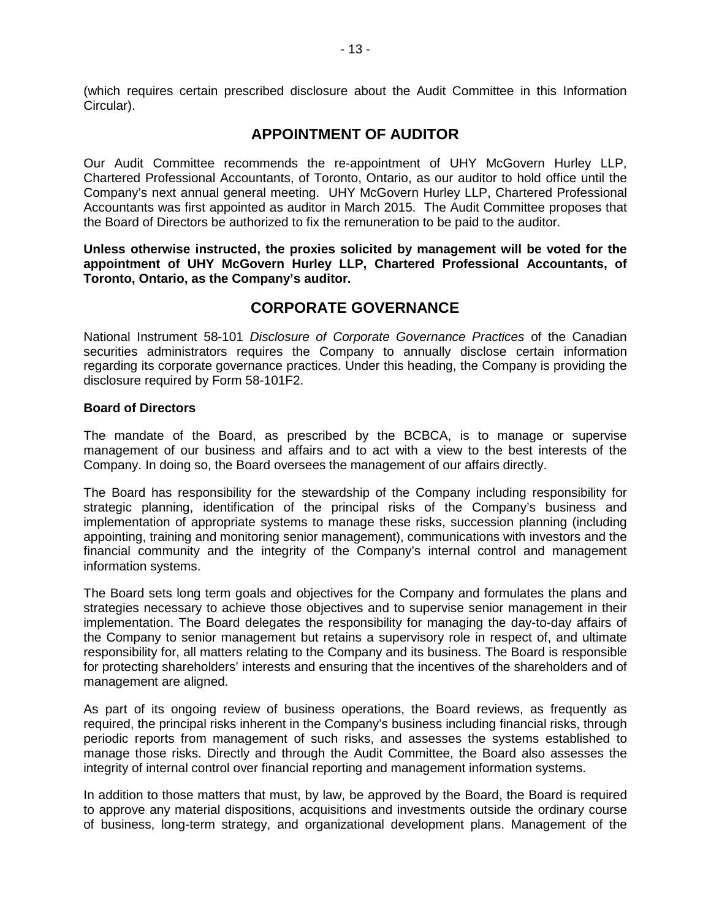(which requires certain prescribed disclosure about the Audit Committee in this Information Circular).

## APPOINTMENT OF AUDITOR

Our Audit Committee recommends the re-appointment of UHY McGovern Hurley LLP, Chartered Professional Accountants, of Toronto, Ontario, as our auditor to hold office until the Company's next annual general meeting. UHY McGovern Hurley LLP, Chartered Professional Accountants was first appointed as auditor in March 2015. The Audit Committee proposes that the Board of Directors be authorized to fix the remuneration to be paid to the auditor.

**Unless otherwise instructed, the proxies solicited by management will be voted for the appointment of UHY McGovern Hurley LLP, Chartered Professional Accountants, of Toronto, Ontario, as the Company's auditor.**

## CORPORATE GOVERNANCE

National Instrument 58-101 *Disclosure of Corporate Governance Practices* of the Canadian securities administrators requires the Company to annually disclose certain information regarding its corporate governance practices. Under this heading, the Company is providing the disclosure required by Form 58-101F2.

### Board of Directors

The mandate of the Board, as prescribed by the BCBCA, is to manage or supervise management of our business and affairs and to act with a view to the best interests of the Company. In doing so, the Board oversees the management of our affairs directly.

The Board has responsibility for the stewardship of the Company including responsibility for strategic planning, identification of the principal risks of the Company's business and implementation of appropriate systems to manage these risks, succession planning (including appointing, training and monitoring senior management), communications with investors and the financial community and the integrity of the Company's internal control and management information systems.

The Board sets long term goals and objectives for the Company and formulates the plans and strategies necessary to achieve those objectives and to supervise senior management in their implementation. The Board delegates the responsibility for managing the day-to-day affairs of the Company to senior management but retains a supervisory role in respect of, and ultimate responsibility for, all matters relating to the Company and its business. The Board is responsible for protecting shareholders' interests and ensuring that the incentives of the shareholders and of management are aligned.

As part of its ongoing review of business operations, the Board reviews, as frequently as required, the principal risks inherent in the Company's business including financial risks, through periodic reports from management of such risks, and assesses the systems established to manage those risks. Directly and through the Audit Committee, the Board also assesses the integrity of internal control over financial reporting and management information systems.

In addition to those matters that must, by law, be approved by the Board, the Board is required to approve any material dispositions, acquisitions and investments outside the ordinary course of business, long-term strategy, and organizational development plans. Management of the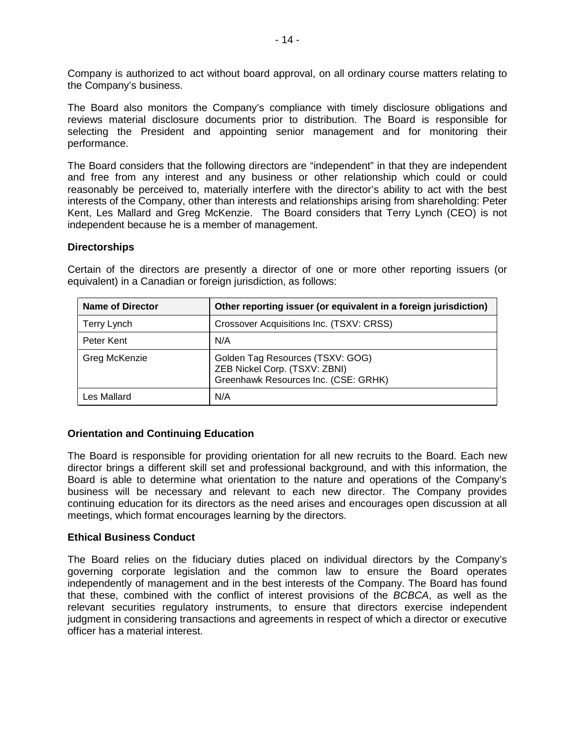Company is authorized to act without board approval, on all ordinary course matters relating to the Company's business.

The Board also monitors the Company's compliance with timely disclosure obligations and reviews material disclosure documents prior to distribution. The Board is responsible for selecting the President and appointing senior management and for monitoring their performance.

The Board considers that the following directors are "independent" in that they are independent and free from any interest and any business or other relationship which could or could reasonably be perceived to, materially interfere with the director's ability to act with the best interests of the Company, other than interests and relationships arising from shareholding: Peter Kent, Les Mallard and Greg McKenzie. The Board considers that Terry Lynch (CEO) is not independent because he is a member of management.

### Directorships

Certain of the directors are presently a director of one or more other reporting issuers (or equivalent) in a Canadian or foreign jurisdiction, as follows:

| Name of Director | Other reporting issuer (or equivalent in a foreign jurisdiction) |
|---|---|
| Terry Lynch | Crossover Acquisitions Inc. (TSXV: CRSS) |
| Peter Kent | N/A |
| Greg McKenzie | Golden Tag Resources (TSXV: GOG)<br>ZEB Nickel Corp. (TSXV: ZBNI)<br>Greenhawk Resources Inc. (CSE: GRHK) |
| Les Mallard | N/A |

### Orientation and Continuing Education

The Board is responsible for providing orientation for all new recruits to the Board. Each new director brings a different skill set and professional background, and with this information, the Board is able to determine what orientation to the nature and operations of the Company's business will be necessary and relevant to each new director. The Company provides continuing education for its directors as the need arises and encourages open discussion at all meetings, which format encourages learning by the directors.

### Ethical Business Conduct

The Board relies on the fiduciary duties placed on individual directors by the Company's governing corporate legislation and the common law to ensure the Board operates independently of management and in the best interests of the Company. The Board has found that these, combined with the conflict of interest provisions of the *BCBCA*, as well as the relevant securities regulatory instruments, to ensure that directors exercise independent judgment in considering transactions and agreements in respect of which a director or executive officer has a material interest.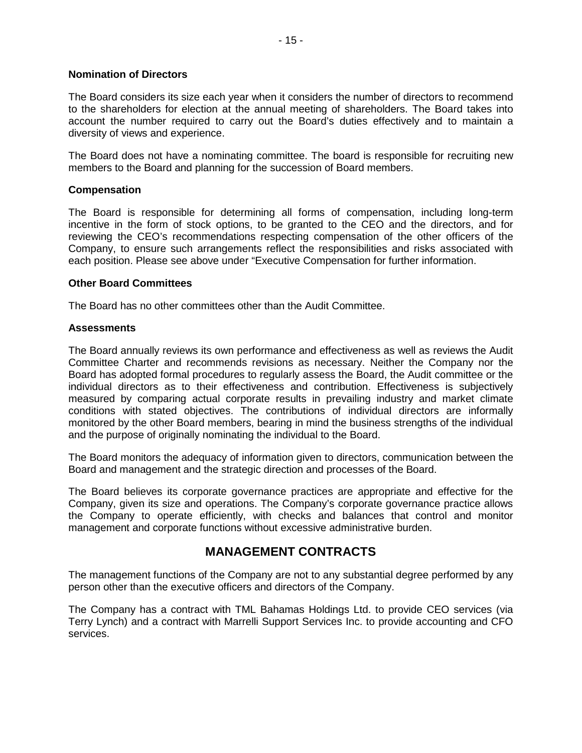### Nomination of Directors

The Board considers its size each year when it considers the number of directors to recommend to the shareholders for election at the annual meeting of shareholders. The Board takes into account the number required to carry out the Board's duties effectively and to maintain a diversity of views and experience.

The Board does not have a nominating committee. The board is responsible for recruiting new members to the Board and planning for the succession of Board members.

### Compensation

The Board is responsible for determining all forms of compensation, including long-term incentive in the form of stock options, to be granted to the CEO and the directors, and for reviewing the CEO's recommendations respecting compensation of the other officers of the Company, to ensure such arrangements reflect the responsibilities and risks associated with each position. Please see above under "Executive Compensation for further information.

### Other Board Committees

The Board has no other committees other than the Audit Committee.

### Assessments

The Board annually reviews its own performance and effectiveness as well as reviews the Audit Committee Charter and recommends revisions as necessary. Neither the Company nor the Board has adopted formal procedures to regularly assess the Board, the Audit committee or the individual directors as to their effectiveness and contribution. Effectiveness is subjectively measured by comparing actual corporate results in prevailing industry and market climate conditions with stated objectives. The contributions of individual directors are informally monitored by the other Board members, bearing in mind the business strengths of the individual and the purpose of originally nominating the individual to the Board.

The Board monitors the adequacy of information given to directors, communication between the Board and management and the strategic direction and processes of the Board.

The Board believes its corporate governance practices are appropriate and effective for the Company, given its size and operations. The Company's corporate governance practice allows the Company to operate efficiently, with checks and balances that control and monitor management and corporate functions without excessive administrative burden.

## MANAGEMENT CONTRACTS

The management functions of the Company are not to any substantial degree performed by any person other than the executive officers and directors of the Company.

The Company has a contract with TML Bahamas Holdings Ltd. to provide CEO services (via Terry Lynch) and a contract with Marrelli Support Services Inc. to provide accounting and CFO services.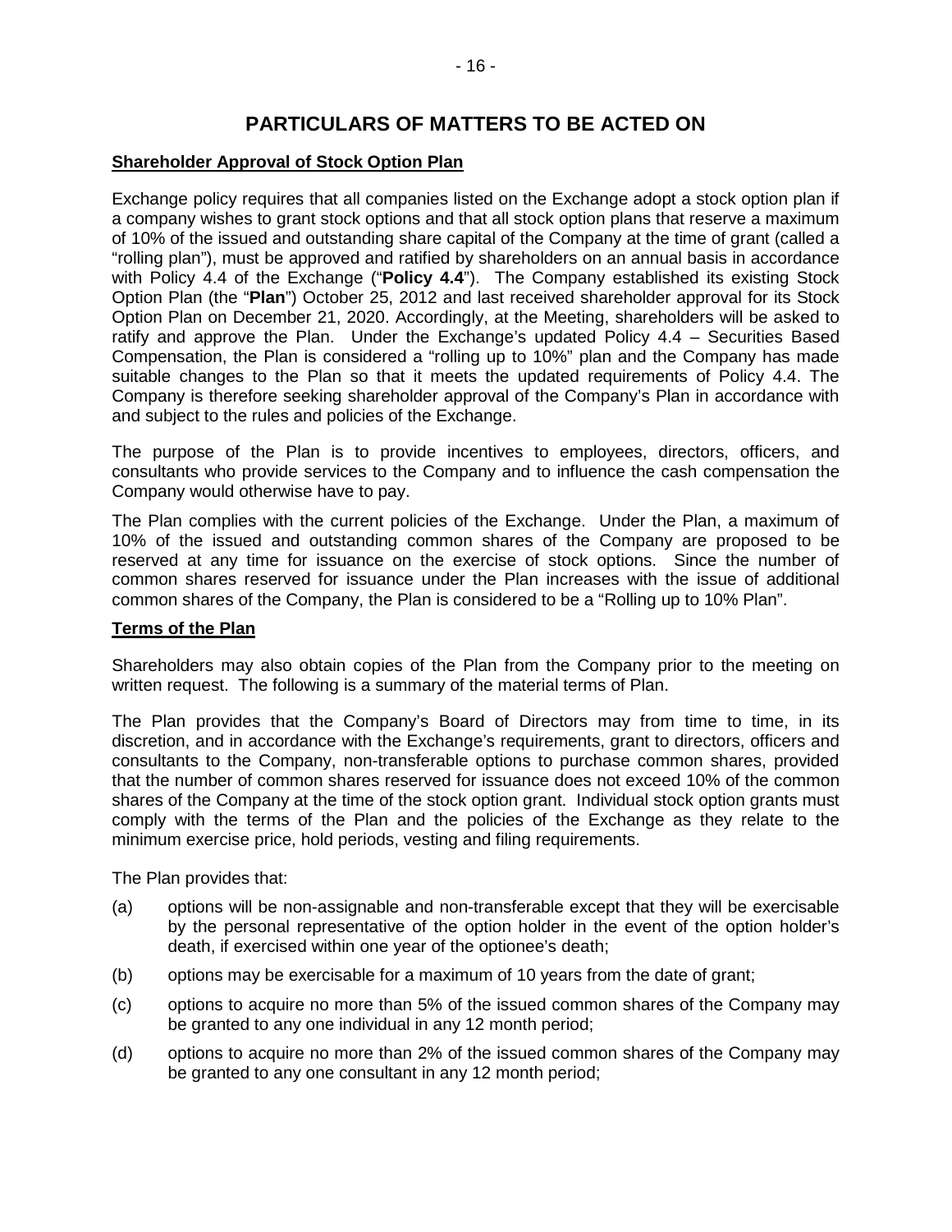# PARTICULARS OF MATTERS TO BE ACTED ON

**Shareholder Approval of Stock Option Plan**

Exchange policy requires that all companies listed on the Exchange adopt a stock option plan if a company wishes to grant stock options and that all stock option plans that reserve a maximum of 10% of the issued and outstanding share capital of the Company at the time of grant (called a "rolling plan"), must be approved and ratified by shareholders on an annual basis in accordance with Policy 4.4 of the Exchange ("**Policy 4.4**"). The Company established its existing Stock Option Plan (the "**Plan**") October 25, 2012 and last received shareholder approval for its Stock Option Plan on December 21, 2020. Accordingly, at the Meeting, shareholders will be asked to ratify and approve the Plan. Under the Exchange's updated Policy 4.4 – Securities Based Compensation, the Plan is considered a "rolling up to 10%" plan and the Company has made suitable changes to the Plan so that it meets the updated requirements of Policy 4.4. The Company is therefore seeking shareholder approval of the Company's Plan in accordance with and subject to the rules and policies of the Exchange.

The purpose of the Plan is to provide incentives to employees, directors, officers, and consultants who provide services to the Company and to influence the cash compensation the Company would otherwise have to pay.

The Plan complies with the current policies of the Exchange. Under the Plan, a maximum of 10% of the issued and outstanding common shares of the Company are proposed to be reserved at any time for issuance on the exercise of stock options. Since the number of common shares reserved for issuance under the Plan increases with the issue of additional common shares of the Company, the Plan is considered to be a "Rolling up to 10% Plan".

**Terms of the Plan**

Shareholders may also obtain copies of the Plan from the Company prior to the meeting on written request. The following is a summary of the material terms of Plan.

The Plan provides that the Company's Board of Directors may from time to time, in its discretion, and in accordance with the Exchange's requirements, grant to directors, officers and consultants to the Company, non-transferable options to purchase common shares, provided that the number of common shares reserved for issuance does not exceed 10% of the common shares of the Company at the time of the stock option grant. Individual stock option grants must comply with the terms of the Plan and the policies of the Exchange as they relate to the minimum exercise price, hold periods, vesting and filing requirements.

The Plan provides that:

(a) options will be non-assignable and non-transferable except that they will be exercisable by the personal representative of the option holder in the event of the option holder's death, if exercised within one year of the optionee's death;

(b) options may be exercisable for a maximum of 10 years from the date of grant;

(c) options to acquire no more than 5% of the issued common shares of the Company may be granted to any one individual in any 12 month period;

(d) options to acquire no more than 2% of the issued common shares of the Company may be granted to any one consultant in any 12 month period;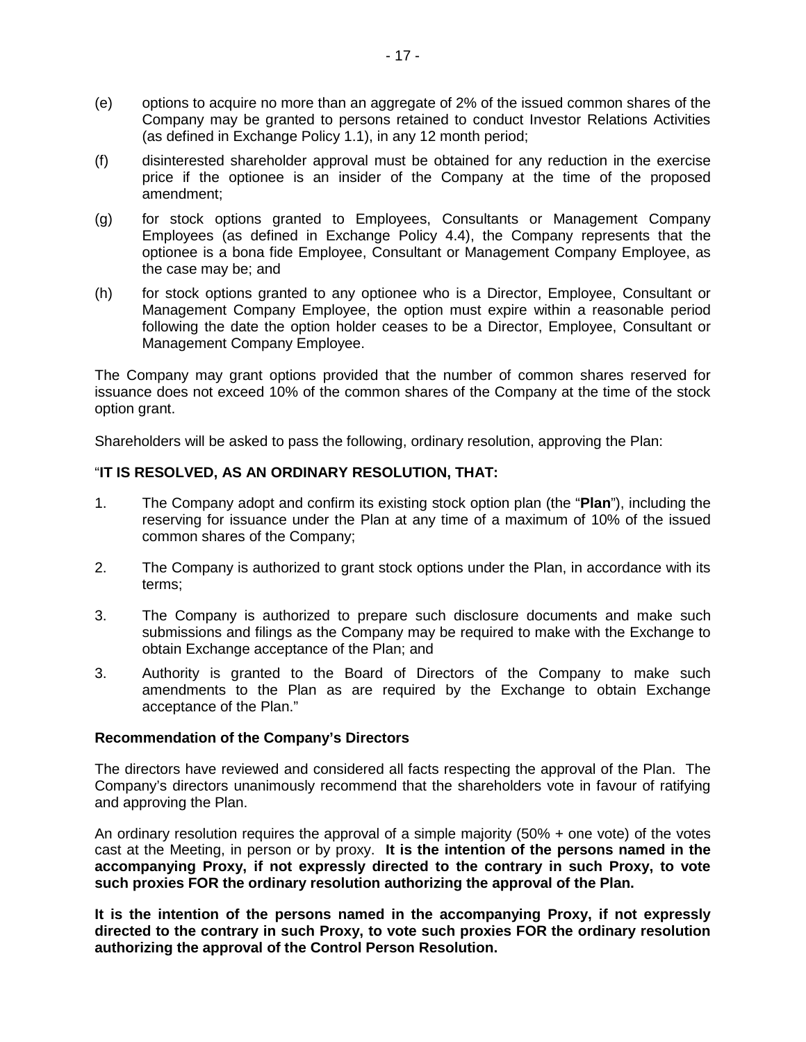(e) options to acquire no more than an aggregate of 2% of the issued common shares of the Company may be granted to persons retained to conduct Investor Relations Activities (as defined in Exchange Policy 1.1), in any 12 month period;

(f) disinterested shareholder approval must be obtained for any reduction in the exercise price if the optionee is an insider of the Company at the time of the proposed amendment;

(g) for stock options granted to Employees, Consultants or Management Company Employees (as defined in Exchange Policy 4.4), the Company represents that the optionee is a bona fide Employee, Consultant or Management Company Employee, as the case may be; and

(h) for stock options granted to any optionee who is a Director, Employee, Consultant or Management Company Employee, the option must expire within a reasonable period following the date the option holder ceases to be a Director, Employee, Consultant or Management Company Employee.

The Company may grant options provided that the number of common shares reserved for issuance does not exceed 10% of the common shares of the Company at the time of the stock option grant.

Shareholders will be asked to pass the following, ordinary resolution, approving the Plan:

"**IT IS RESOLVED, AS AN ORDINARY RESOLUTION, THAT:**

1. The Company adopt and confirm its existing stock option plan (the "**Plan**"), including the reserving for issuance under the Plan at any time of a maximum of 10% of the issued common shares of the Company;

2. The Company is authorized to grant stock options under the Plan, in accordance with its terms;

3. The Company is authorized to prepare such disclosure documents and make such submissions and filings as the Company may be required to make with the Exchange to obtain Exchange acceptance of the Plan; and

3. Authority is granted to the Board of Directors of the Company to make such amendments to the Plan as are required by the Exchange to obtain Exchange acceptance of the Plan."

**Recommendation of the Company's Directors**

The directors have reviewed and considered all facts respecting the approval of the Plan. The Company's directors unanimously recommend that the shareholders vote in favour of ratifying and approving the Plan.

An ordinary resolution requires the approval of a simple majority (50% + one vote) of the votes cast at the Meeting, in person or by proxy. **It is the intention of the persons named in the accompanying Proxy, if not expressly directed to the contrary in such Proxy, to vote such proxies FOR the ordinary resolution authorizing the approval of the Plan.**

**It is the intention of the persons named in the accompanying Proxy, if not expressly directed to the contrary in such Proxy, to vote such proxies FOR the ordinary resolution authorizing the approval of the Control Person Resolution.**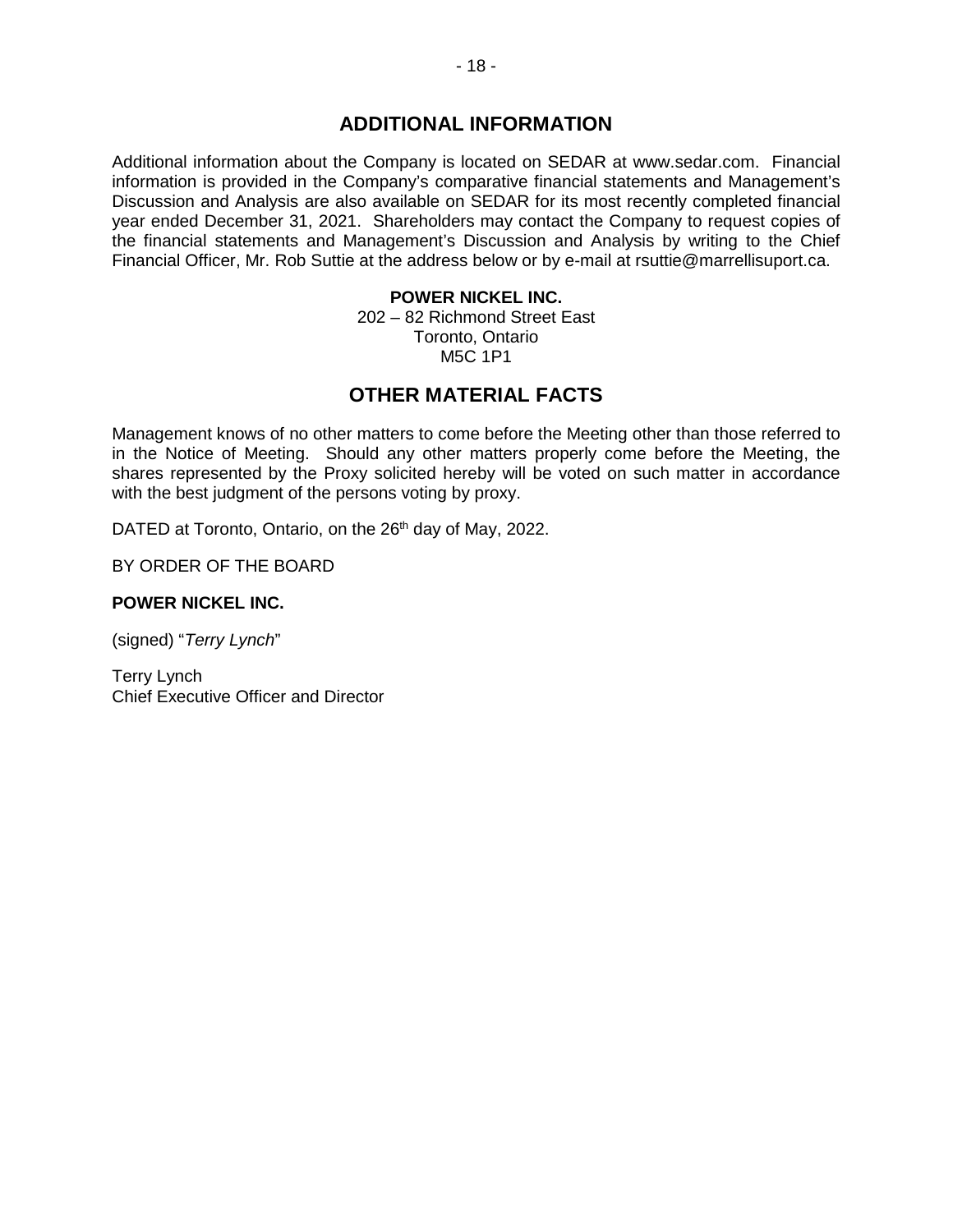## ADDITIONAL INFORMATION

Additional information about the Company is located on SEDAR at www.sedar.com. Financial information is provided in the Company's comparative financial statements and Management's Discussion and Analysis are also available on SEDAR for its most recently completed financial year ended December 31, 2021. Shareholders may contact the Company to request copies of the financial statements and Management's Discussion and Analysis by writing to the Chief Financial Officer, Mr. Rob Suttie at the address below or by e-mail at rsuttie@marrellisuport.ca.

**POWER NICKEL INC.**
202 – 82 Richmond Street East
Toronto, Ontario
M5C 1P1

## OTHER MATERIAL FACTS

Management knows of no other matters to come before the Meeting other than those referred to in the Notice of Meeting. Should any other matters properly come before the Meeting, the shares represented by the Proxy solicited hereby will be voted on such matter in accordance with the best judgment of the persons voting by proxy.

DATED at Toronto, Ontario, on the 26th day of May, 2022.

BY ORDER OF THE BOARD

**POWER NICKEL INC.**

(signed) "*Terry Lynch*"

Terry Lynch
Chief Executive Officer and Director